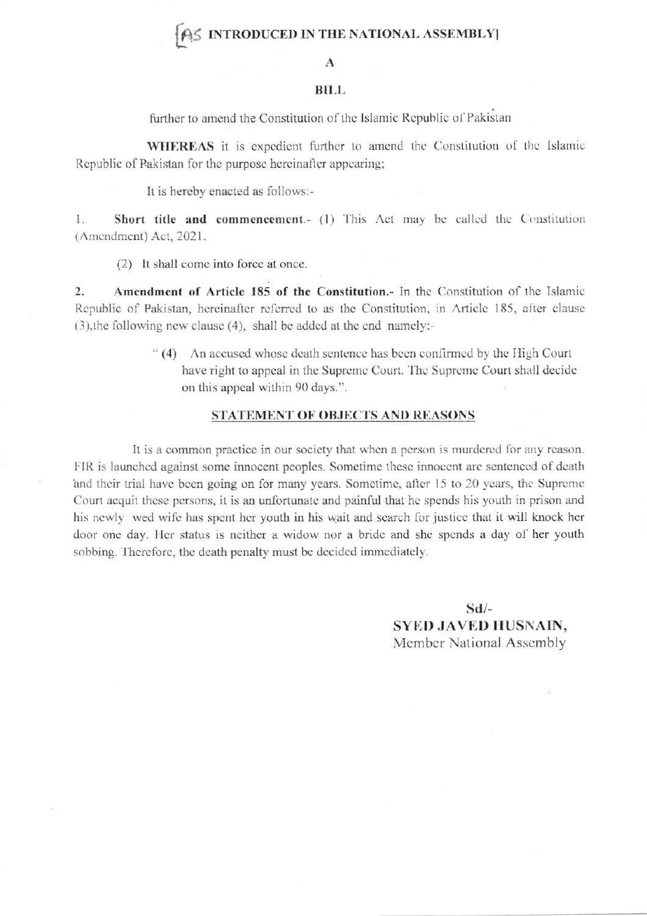[AS INTRODUCED IN THE NATIONAL ASSEMBLY]

# A

# BILL

further to amend the Constitution of the Islamic Republic of Pakistan

**WHEREAS** it is expedient further to amend the Constitution of the Islamic Republic of Pakistan for the purpose hereinafter appearing;

It is hereby enacted as follows:-

1. **Short title and commencement.**- (1) This Act may be called the Constitution (Amendment) Act, 2021.

(2) It shall come into force at once.

2. **Amendment of Article 185 of the Constitution.**- In the Constitution of the Islamic Republic of Pakistan, hereinafter referred to as the Constitution, in Article 185, after clause (3),the following new clause (4), shall be added at the end namely:-

> " **(4)** An accused whose death sentence has been confirmed by the High Court have right to appeal in the Supreme Court. The Supreme Court shall decide on this appeal within 90 days.".

## STATEMENT OF OBJECTS AND REASONS

It is a common practice in our society that when a person is murdered for any reason. FIR is launched against some innocent peoples. Sometime these innocent are sentenced of death and their trial have been going on for many years. Sometime, after 15 to 20 years, the Supreme Court acquit these persons, it is an unfortunate and painful that he spends his youth in prison and his newly wed wife has spent her youth in his wait and search for justice that it will knock her door one day. Her status is neither a widow nor a bride and she spends a day of her youth sobbing. Therefore, the death penalty must be decided immediately.

**Sd/-**
**SYED JAVED HUSNAIN,**
Member National Assembly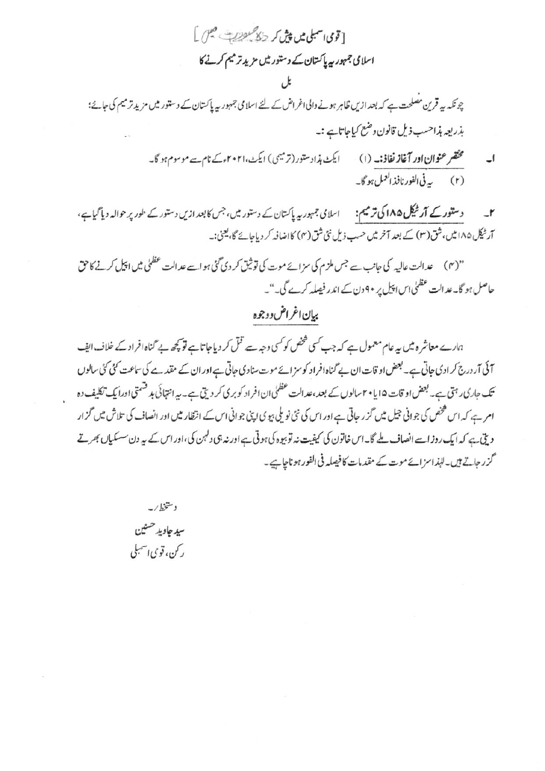[قومی اسمبلی میں پیش کردہ صورت میں]

# اسلامی جمہوریہ پاکستان کے دستور میں مزید ترمیم کرنے کا

# بل

چونکہ یہ قرین مصلحت ہے کہ بعد ازیں ظاہر ہونے والی اغراض کے لئے اسلامی جمہوریہ پاکستان کے دستور میں مزید ترمیم کی جائے؛

بذریعہ ہذا حسب ذیل قانون وضع کیا جاتا ہے :-

۱۔ **مختصر عنوان اور آغاز نفاذ:۔** (۱) ایکٹ ہذا دستور (ترمیمی) ایکٹ، ۲۰۲۱ء کے نام سے موسوم ہوگا۔

(۲) یہ فی الفور نافذ العمل ہوگا۔

۲۔ **دستور کے آرٹیکل ۱۸۵ کی ترمیم:** اسلامی جمہوریہ پاکستان کے دستور میں، جس کا بعد ازیں دستور کے طور پر حوالہ دیا گیا ہے، آرٹیکل ۱۸۵ میں، شق (۳) کے بعد آخر میں حسب ذیل نئی شق (۴) کا اضافہ کر دیا جائے گا، یعنی:-

"(۴) عدالت عالیہ کی جانب سے جس ملزم کی سزائے موت کی توثیق کر دی گئی ہو اسے عدالت عظمیٰ میں اپیل کرنے کا حق حاصل ہوگا۔ عدالت عظمیٰ اس اپیل پر ۹۰ دن کے اندر فیصلہ کرے گی۔"۔

## بیان اغراض و وجوہ

ہمارے معاشرہ میں یہ عام معمول ہے کہ جب کسی شخص کو کسی وجہ سے قتل کر دیا جاتا ہے تو کچھ بے گناہ افراد کے خلاف ایف آئی آر درج کرا دی جاتی ہے۔ بعض اوقات ان بے گناہ افراد کو سزائے موت سنا دی جاتی ہے اور ان کے مقدمے کی سماعت کئی کئی سالوں تک جاری رہتی ہے۔ بعض اوقات ۱۵ یا ۲۰ سالوں کے بعد، عدالت عظمیٰ ان افراد کو بری کر دیتی ہے۔ یہ انتہائی بدقسمتی اور ایک تکلیف دہ امر ہے، کہ اس شخص کی جوانی جیل میں گزر جاتی ہے اور اس کی نئی نویلی بیوی اپنی جوانی اس کے انتظار میں اور انصاف کی تلاش میں گزار دیتی ہے کہ ایک روز اسے انصاف ملے گا۔ اس خاتون کی کیفیت نہ تو بیوہ کی ہوتی ہے اور نہ ہی دلہن کی، اور اس کے یہ دن سسکیاں بھرتے گزر جاتے ہیں۔ لہٰذا سزائے موت کے مقدمات کا فیصلہ فی الفور ہونا چاہیے۔

دستخط/-

سید جاوید حسنین

رکن، قومی اسمبلی